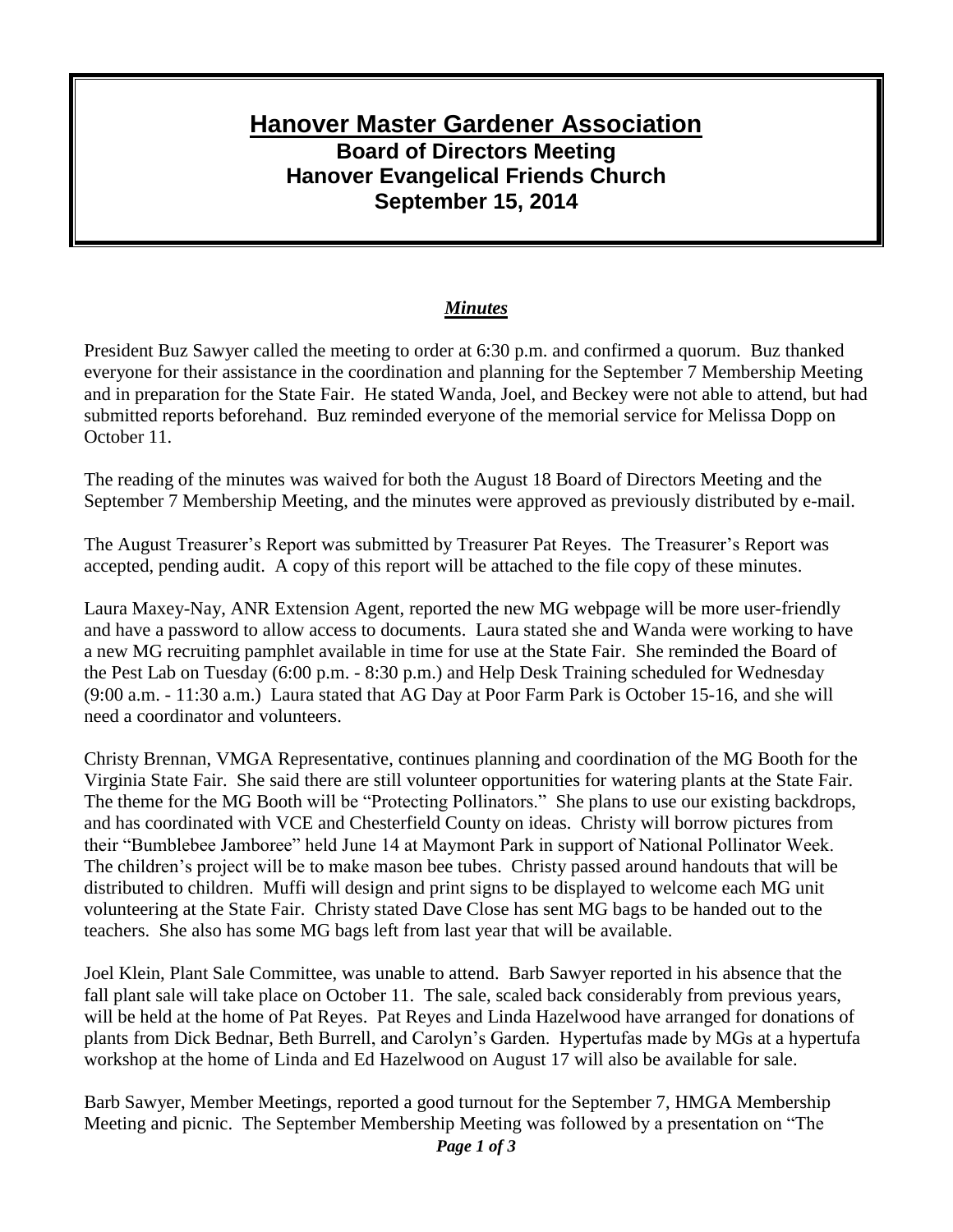# Hanover Master Gardener Association

## Board of Directors Meeting
## Hanover Evangelical Friends Church
## September 15, 2014

***Minutes***

President Buz Sawyer called the meeting to order at 6:30 p.m. and confirmed a quorum. Buz thanked everyone for their assistance in the coordination and planning for the September 7 Membership Meeting and in preparation for the State Fair. He stated Wanda, Joel, and Beckey were not able to attend, but had submitted reports beforehand. Buz reminded everyone of the memorial service for Melissa Dopp on October 11.

The reading of the minutes was waived for both the August 18 Board of Directors Meeting and the September 7 Membership Meeting, and the minutes were approved as previously distributed by e-mail.

The August Treasurer's Report was submitted by Treasurer Pat Reyes. The Treasurer's Report was accepted, pending audit. A copy of this report will be attached to the file copy of these minutes.

Laura Maxey-Nay, ANR Extension Agent, reported the new MG webpage will be more user-friendly and have a password to allow access to documents. Laura stated she and Wanda were working to have a new MG recruiting pamphlet available in time for use at the State Fair. She reminded the Board of the Pest Lab on Tuesday (6:00 p.m. - 8:30 p.m.) and Help Desk Training scheduled for Wednesday (9:00 a.m. - 11:30 a.m.) Laura stated that AG Day at Poor Farm Park is October 15-16, and she will need a coordinator and volunteers.

Christy Brennan, VMGA Representative, continues planning and coordination of the MG Booth for the Virginia State Fair. She said there are still volunteer opportunities for watering plants at the State Fair. The theme for the MG Booth will be "Protecting Pollinators." She plans to use our existing backdrops, and has coordinated with VCE and Chesterfield County on ideas. Christy will borrow pictures from their "Bumblebee Jamboree" held June 14 at Maymont Park in support of National Pollinator Week. The children's project will be to make mason bee tubes. Christy passed around handouts that will be distributed to children. Muffi will design and print signs to be displayed to welcome each MG unit volunteering at the State Fair. Christy stated Dave Close has sent MG bags to be handed out to the teachers. She also has some MG bags left from last year that will be available.

Joel Klein, Plant Sale Committee, was unable to attend. Barb Sawyer reported in his absence that the fall plant sale will take place on October 11. The sale, scaled back considerably from previous years, will be held at the home of Pat Reyes. Pat Reyes and Linda Hazelwood have arranged for donations of plants from Dick Bednar, Beth Burrell, and Carolyn's Garden. Hypertufas made by MGs at a hypertufa workshop at the home of Linda and Ed Hazelwood on August 17 will also be available for sale.

Barb Sawyer, Member Meetings, reported a good turnout for the September 7, HMGA Membership Meeting and picnic. The September Membership Meeting was followed by a presentation on "The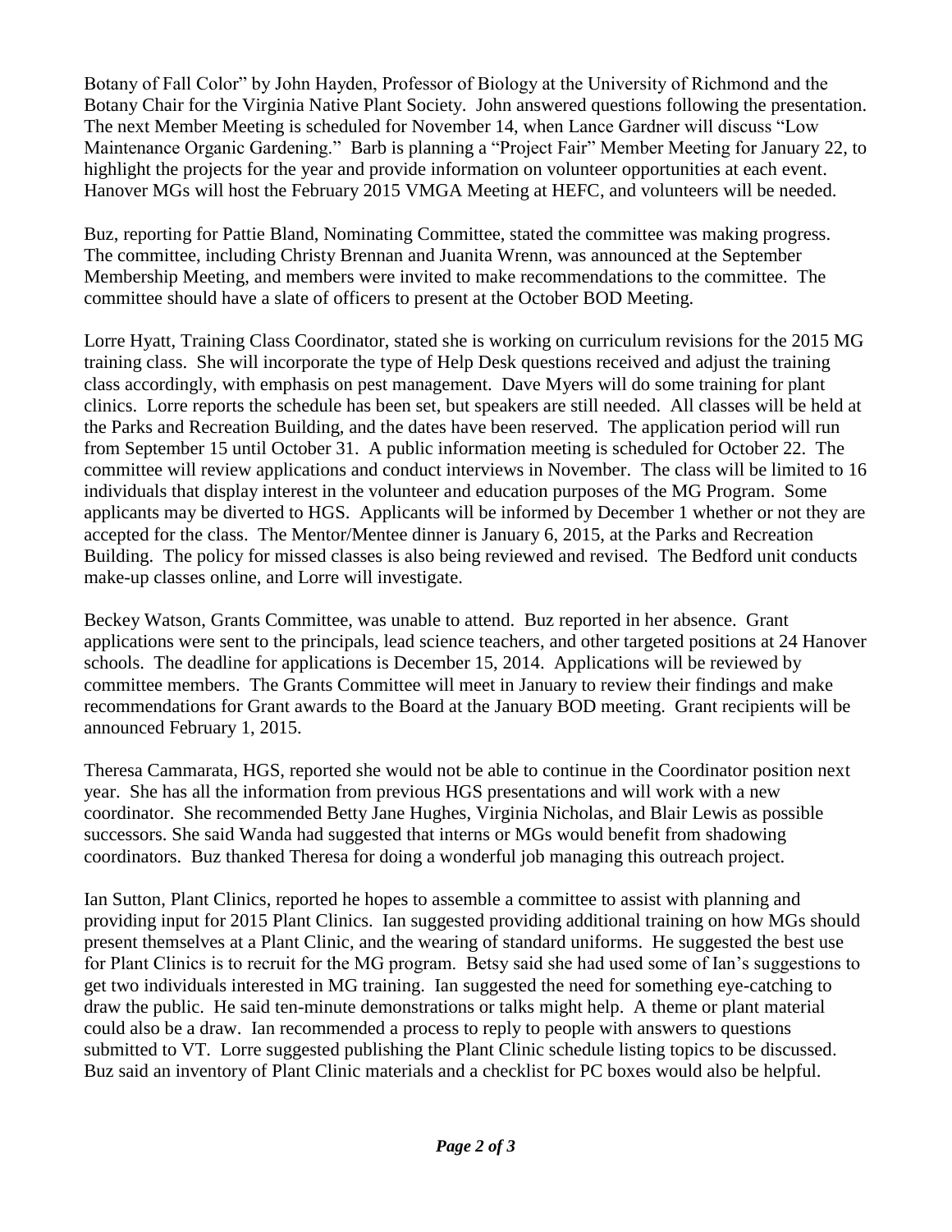Botany of Fall Color" by John Hayden, Professor of Biology at the University of Richmond and the Botany Chair for the Virginia Native Plant Society. John answered questions following the presentation. The next Member Meeting is scheduled for November 14, when Lance Gardner will discuss "Low Maintenance Organic Gardening." Barb is planning a "Project Fair" Member Meeting for January 22, to highlight the projects for the year and provide information on volunteer opportunities at each event. Hanover MGs will host the February 2015 VMGA Meeting at HEFC, and volunteers will be needed.

Buz, reporting for Pattie Bland, Nominating Committee, stated the committee was making progress. The committee, including Christy Brennan and Juanita Wrenn, was announced at the September Membership Meeting, and members were invited to make recommendations to the committee. The committee should have a slate of officers to present at the October BOD Meeting.

Lorre Hyatt, Training Class Coordinator, stated she is working on curriculum revisions for the 2015 MG training class. She will incorporate the type of Help Desk questions received and adjust the training class accordingly, with emphasis on pest management. Dave Myers will do some training for plant clinics. Lorre reports the schedule has been set, but speakers are still needed. All classes will be held at the Parks and Recreation Building, and the dates have been reserved. The application period will run from September 15 until October 31. A public information meeting is scheduled for October 22. The committee will review applications and conduct interviews in November. The class will be limited to 16 individuals that display interest in the volunteer and education purposes of the MG Program. Some applicants may be diverted to HGS. Applicants will be informed by December 1 whether or not they are accepted for the class. The Mentor/Mentee dinner is January 6, 2015, at the Parks and Recreation Building. The policy for missed classes is also being reviewed and revised. The Bedford unit conducts make-up classes online, and Lorre will investigate.

Beckey Watson, Grants Committee, was unable to attend. Buz reported in her absence. Grant applications were sent to the principals, lead science teachers, and other targeted positions at 24 Hanover schools. The deadline for applications is December 15, 2014. Applications will be reviewed by committee members. The Grants Committee will meet in January to review their findings and make recommendations for Grant awards to the Board at the January BOD meeting. Grant recipients will be announced February 1, 2015.

Theresa Cammarata, HGS, reported she would not be able to continue in the Coordinator position next year. She has all the information from previous HGS presentations and will work with a new coordinator. She recommended Betty Jane Hughes, Virginia Nicholas, and Blair Lewis as possible successors. She said Wanda had suggested that interns or MGs would benefit from shadowing coordinators. Buz thanked Theresa for doing a wonderful job managing this outreach project.

Ian Sutton, Plant Clinics, reported he hopes to assemble a committee to assist with planning and providing input for 2015 Plant Clinics. Ian suggested providing additional training on how MGs should present themselves at a Plant Clinic, and the wearing of standard uniforms. He suggested the best use for Plant Clinics is to recruit for the MG program. Betsy said she had used some of Ian's suggestions to get two individuals interested in MG training. Ian suggested the need for something eye-catching to draw the public. He said ten-minute demonstrations or talks might help. A theme or plant material could also be a draw. Ian recommended a process to reply to people with answers to questions submitted to VT. Lorre suggested publishing the Plant Clinic schedule listing topics to be discussed. Buz said an inventory of Plant Clinic materials and a checklist for PC boxes would also be helpful.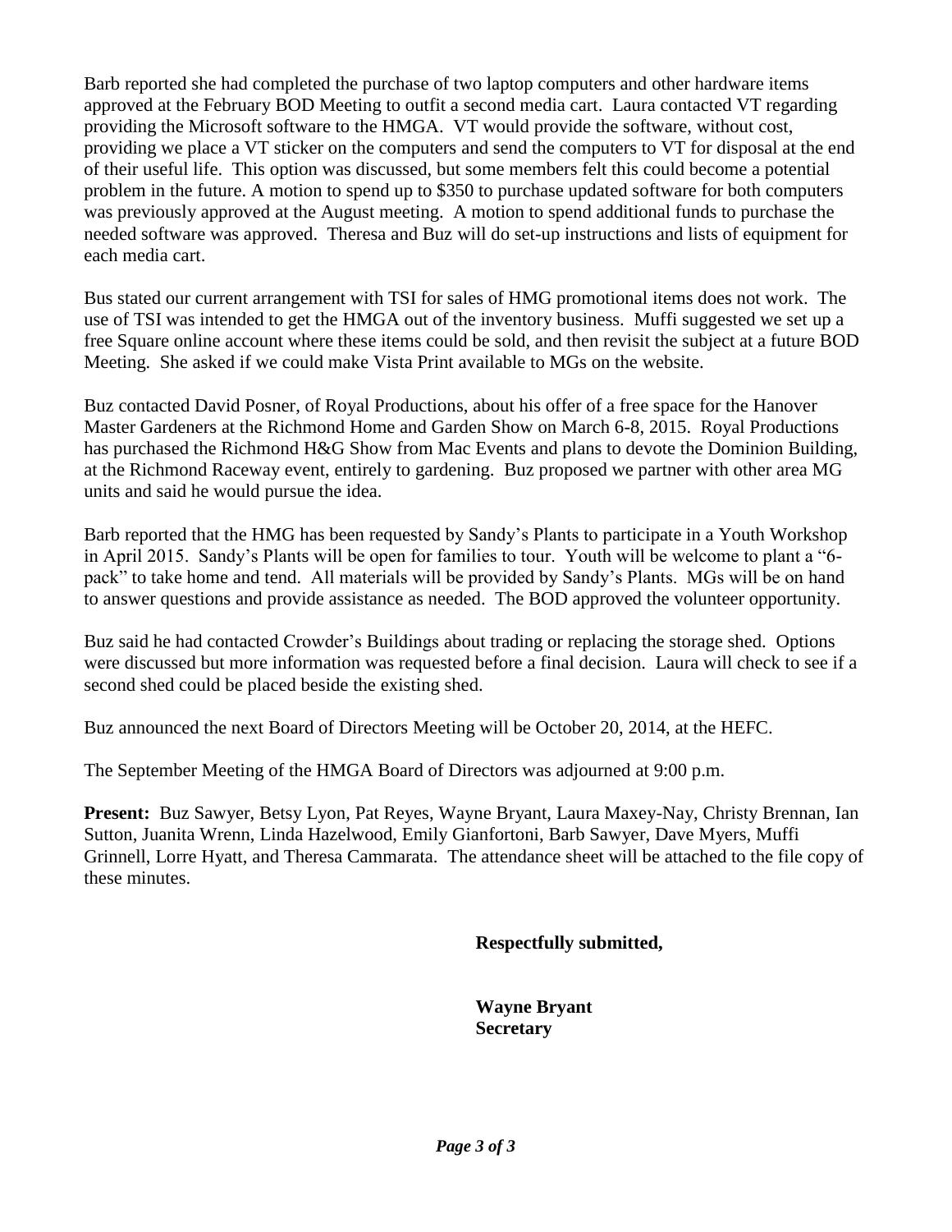Barb reported she had completed the purchase of two laptop computers and other hardware items approved at the February BOD Meeting to outfit a second media cart. Laura contacted VT regarding providing the Microsoft software to the HMGA. VT would provide the software, without cost, providing we place a VT sticker on the computers and send the computers to VT for disposal at the end of their useful life. This option was discussed, but some members felt this could become a potential problem in the future. A motion to spend up to $350 to purchase updated software for both computers was previously approved at the August meeting. A motion to spend additional funds to purchase the needed software was approved. Theresa and Buz will do set-up instructions and lists of equipment for each media cart.

Bus stated our current arrangement with TSI for sales of HMG promotional items does not work. The use of TSI was intended to get the HMGA out of the inventory business. Muffi suggested we set up a free Square online account where these items could be sold, and then revisit the subject at a future BOD Meeting. She asked if we could make Vista Print available to MGs on the website.

Buz contacted David Posner, of Royal Productions, about his offer of a free space for the Hanover Master Gardeners at the Richmond Home and Garden Show on March 6-8, 2015. Royal Productions has purchased the Richmond H&G Show from Mac Events and plans to devote the Dominion Building, at the Richmond Raceway event, entirely to gardening. Buz proposed we partner with other area MG units and said he would pursue the idea.

Barb reported that the HMG has been requested by Sandy's Plants to participate in a Youth Workshop in April 2015. Sandy's Plants will be open for families to tour. Youth will be welcome to plant a "6-pack" to take home and tend. All materials will be provided by Sandy's Plants. MGs will be on hand to answer questions and provide assistance as needed. The BOD approved the volunteer opportunity.

Buz said he had contacted Crowder's Buildings about trading or replacing the storage shed. Options were discussed but more information was requested before a final decision. Laura will check to see if a second shed could be placed beside the existing shed.

Buz announced the next Board of Directors Meeting will be October 20, 2014, at the HEFC.

The September Meeting of the HMGA Board of Directors was adjourned at 9:00 p.m.

**Present:** Buz Sawyer, Betsy Lyon, Pat Reyes, Wayne Bryant, Laura Maxey-Nay, Christy Brennan, Ian Sutton, Juanita Wrenn, Linda Hazelwood, Emily Gianfortoni, Barb Sawyer, Dave Myers, Muffi Grinnell, Lorre Hyatt, and Theresa Cammarata. The attendance sheet will be attached to the file copy of these minutes.

**Respectfully submitted,**

**Wayne Bryant**
**Secretary**